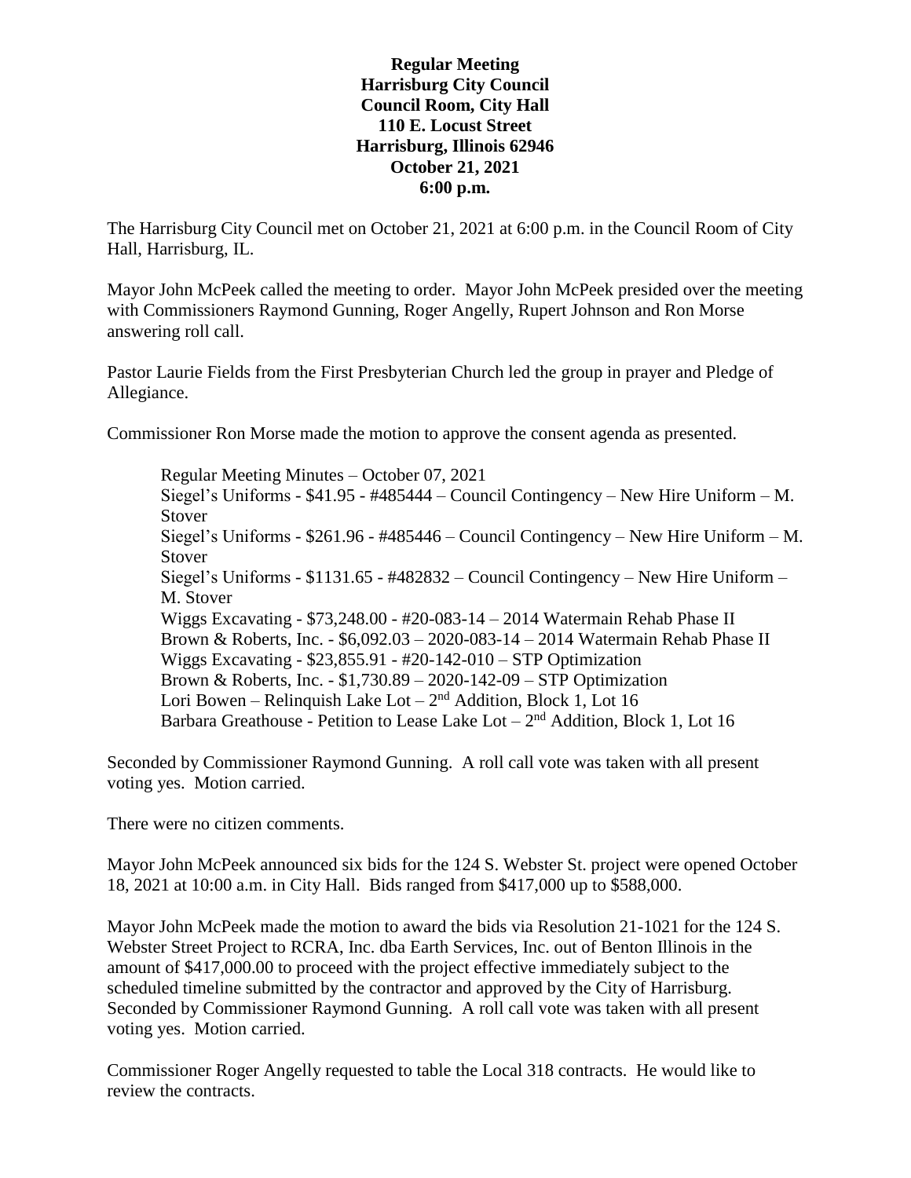**Regular Meeting**
**Harrisburg City Council**
**Council Room, City Hall**
**110 E. Locust Street**
**Harrisburg, Illinois 62946**
**October 21, 2021**
**6:00 p.m.**

The Harrisburg City Council met on October 21, 2021 at 6:00 p.m. in the Council Room of City Hall, Harrisburg, IL.

Mayor John McPeek called the meeting to order. Mayor John McPeek presided over the meeting with Commissioners Raymond Gunning, Roger Angelly, Rupert Johnson and Ron Morse answering roll call.

Pastor Laurie Fields from the First Presbyterian Church led the group in prayer and Pledge of Allegiance.

Commissioner Ron Morse made the motion to approve the consent agenda as presented.

Regular Meeting Minutes – October 07, 2021
Siegel's Uniforms - $41.95 - #485444 – Council Contingency – New Hire Uniform – M. Stover
Siegel's Uniforms - $261.96 - #485446 – Council Contingency – New Hire Uniform – M. Stover
Siegel's Uniforms - $1131.65 - #482832 – Council Contingency – New Hire Uniform – M. Stover
Wiggs Excavating - $73,248.00 - #20-083-14 – 2014 Watermain Rehab Phase II
Brown & Roberts, Inc. - $6,092.03 – 2020-083-14 – 2014 Watermain Rehab Phase II
Wiggs Excavating - $23,855.91 - #20-142-010 – STP Optimization
Brown & Roberts, Inc. - $1,730.89 – 2020-142-09 – STP Optimization
Lori Bowen – Relinquish Lake Lot – 2nd Addition, Block 1, Lot 16
Barbara Greathouse - Petition to Lease Lake Lot – 2nd Addition, Block 1, Lot 16

Seconded by Commissioner Raymond Gunning. A roll call vote was taken with all present voting yes. Motion carried.

There were no citizen comments.

Mayor John McPeek announced six bids for the 124 S. Webster St. project were opened October 18, 2021 at 10:00 a.m. in City Hall. Bids ranged from $417,000 up to $588,000.

Mayor John McPeek made the motion to award the bids via Resolution 21-1021 for the 124 S. Webster Street Project to RCRA, Inc. dba Earth Services, Inc. out of Benton Illinois in the amount of $417,000.00 to proceed with the project effective immediately subject to the scheduled timeline submitted by the contractor and approved by the City of Harrisburg. Seconded by Commissioner Raymond Gunning. A roll call vote was taken with all present voting yes. Motion carried.

Commissioner Roger Angelly requested to table the Local 318 contracts. He would like to review the contracts.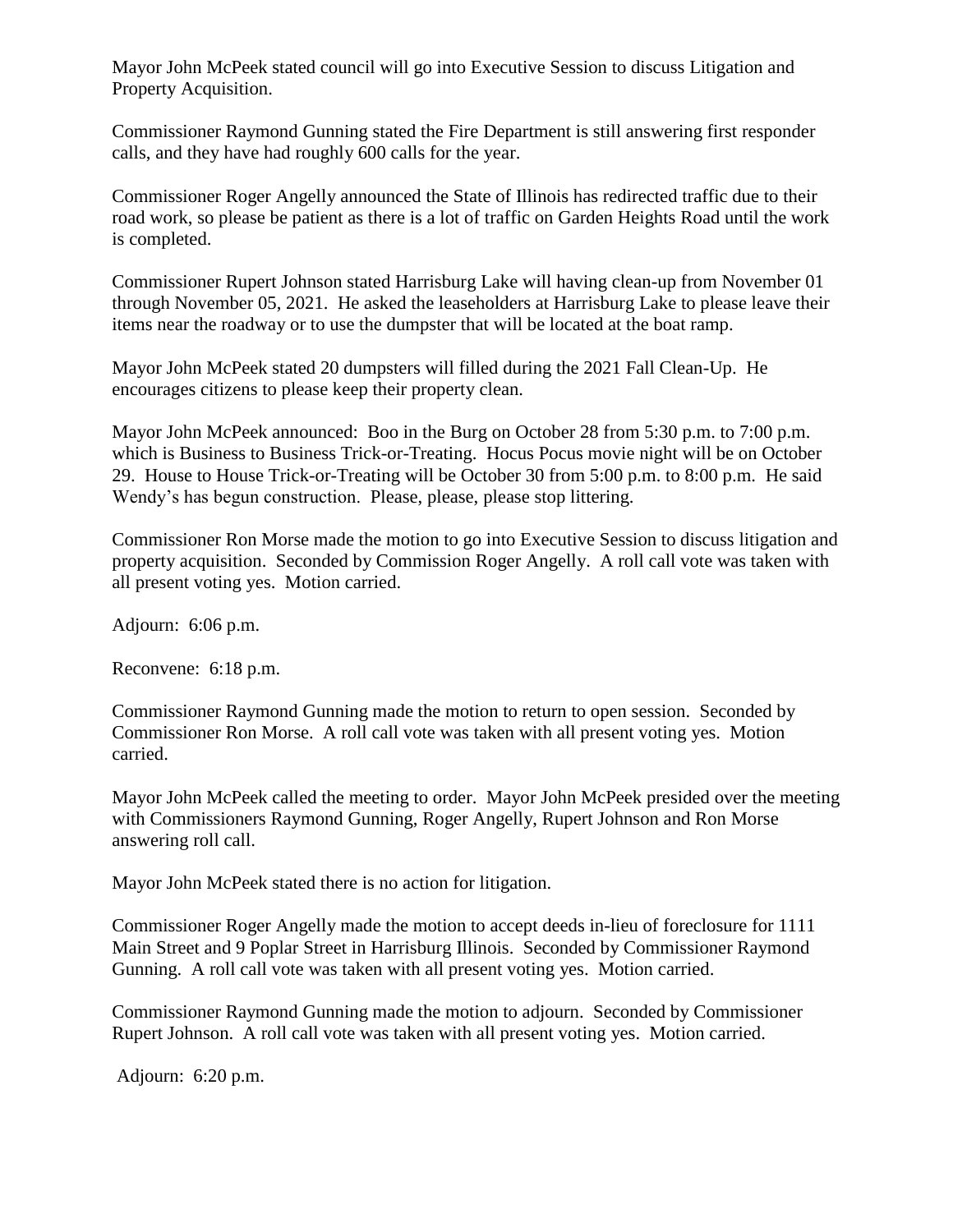Mayor John McPeek stated council will go into Executive Session to discuss Litigation and Property Acquisition.

Commissioner Raymond Gunning stated the Fire Department is still answering first responder calls, and they have had roughly 600 calls for the year.

Commissioner Roger Angelly announced the State of Illinois has redirected traffic due to their road work, so please be patient as there is a lot of traffic on Garden Heights Road until the work is completed.

Commissioner Rupert Johnson stated Harrisburg Lake will having clean-up from November 01 through November 05, 2021. He asked the leaseholders at Harrisburg Lake to please leave their items near the roadway or to use the dumpster that will be located at the boat ramp.

Mayor John McPeek stated 20 dumpsters will filled during the 2021 Fall Clean-Up. He encourages citizens to please keep their property clean.

Mayor John McPeek announced: Boo in the Burg on October 28 from 5:30 p.m. to 7:00 p.m. which is Business to Business Trick-or-Treating. Hocus Pocus movie night will be on October 29. House to House Trick-or-Treating will be October 30 from 5:00 p.m. to 8:00 p.m. He said Wendy's has begun construction. Please, please, please stop littering.

Commissioner Ron Morse made the motion to go into Executive Session to discuss litigation and property acquisition. Seconded by Commission Roger Angelly. A roll call vote was taken with all present voting yes. Motion carried.

Adjourn: 6:06 p.m.

Reconvene: 6:18 p.m.

Commissioner Raymond Gunning made the motion to return to open session. Seconded by Commissioner Ron Morse. A roll call vote was taken with all present voting yes. Motion carried.

Mayor John McPeek called the meeting to order. Mayor John McPeek presided over the meeting with Commissioners Raymond Gunning, Roger Angelly, Rupert Johnson and Ron Morse answering roll call.

Mayor John McPeek stated there is no action for litigation.

Commissioner Roger Angelly made the motion to accept deeds in-lieu of foreclosure for 1111 Main Street and 9 Poplar Street in Harrisburg Illinois. Seconded by Commissioner Raymond Gunning. A roll call vote was taken with all present voting yes. Motion carried.

Commissioner Raymond Gunning made the motion to adjourn. Seconded by Commissioner Rupert Johnson. A roll call vote was taken with all present voting yes. Motion carried.

Adjourn: 6:20 p.m.